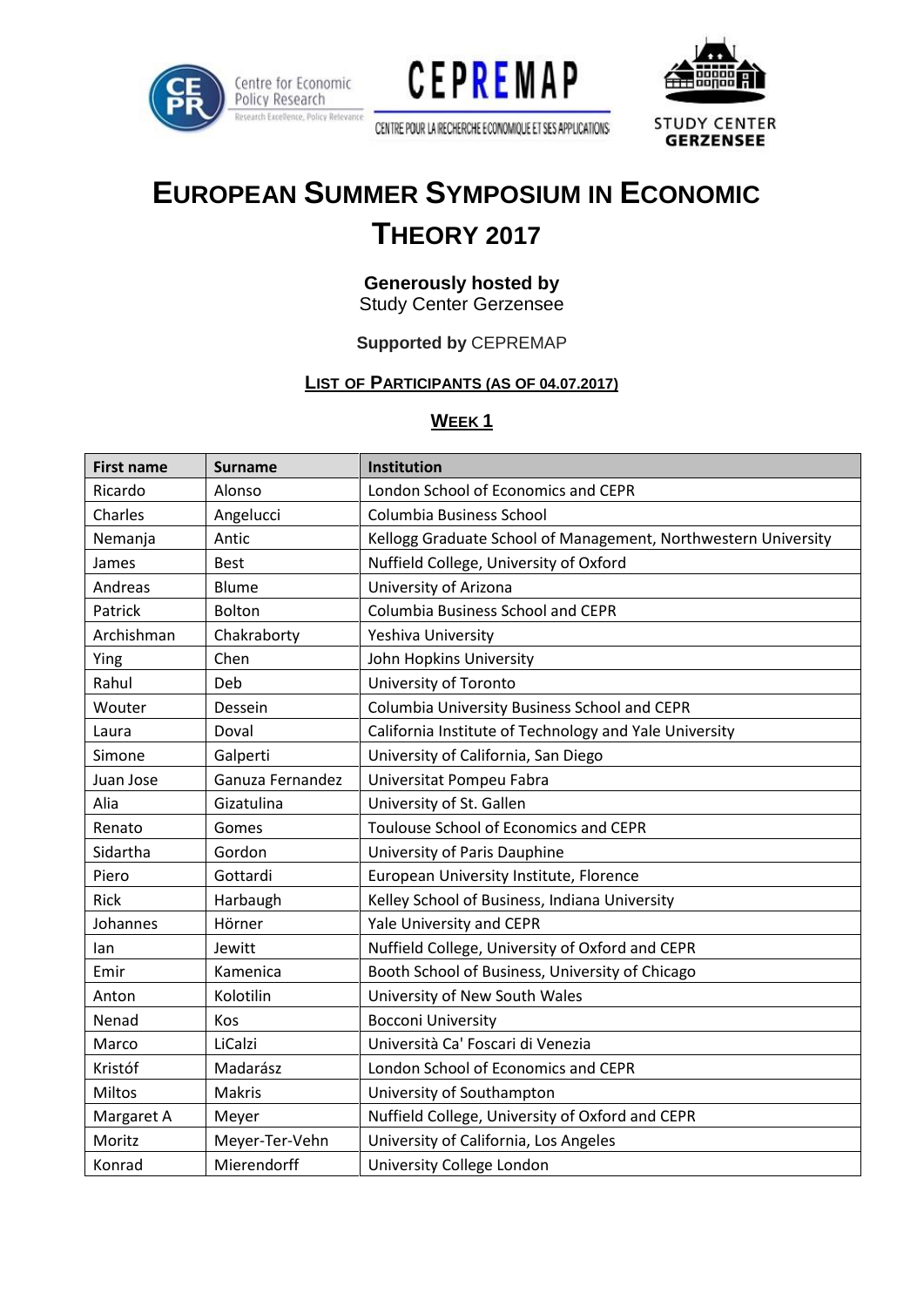# EUROPEAN SUMMER SYMPOSIUM IN ECONOMIC THEORY 2017

**Generously hosted by**
Study Center Gerzensee

**Supported by** CEPREMAP

## LIST OF PARTICIPANTS (AS OF 04.07.2017)

## WEEK 1

| First name | Surname | Institution |
|---|---|---|
| Ricardo | Alonso | London School of Economics and CEPR |
| Charles | Angelucci | Columbia Business School |
| Nemanja | Antic | Kellogg Graduate School of Management, Northwestern University |
| James | Best | Nuffield College, University of Oxford |
| Andreas | Blume | University of Arizona |
| Patrick | Bolton | Columbia Business School and CEPR |
| Archishman | Chakraborty | Yeshiva University |
| Ying | Chen | John Hopkins University |
| Rahul | Deb | University of Toronto |
| Wouter | Dessein | Columbia University Business School and CEPR |
| Laura | Doval | California Institute of Technology and Yale University |
| Simone | Galperti | University of California, San Diego |
| Juan Jose | Ganuza Fernandez | Universitat Pompeu Fabra |
| Alia | Gizatulina | University of St. Gallen |
| Renato | Gomes | Toulouse School of Economics and CEPR |
| Sidartha | Gordon | University of Paris Dauphine |
| Piero | Gottardi | European University Institute, Florence |
| Rick | Harbaugh | Kelley School of Business, Indiana University |
| Johannes | Hörner | Yale University and CEPR |
| Ian | Jewitt | Nuffield College, University of Oxford and CEPR |
| Emir | Kamenica | Booth School of Business, University of Chicago |
| Anton | Kolotilin | University of New South Wales |
| Nenad | Kos | Bocconi University |
| Marco | LiCalzi | Università Ca' Foscari di Venezia |
| Kristóf | Madarász | London School of Economics and CEPR |
| Miltos | Makris | University of Southampton |
| Margaret A | Meyer | Nuffield College, University of Oxford and CEPR |
| Moritz | Meyer-Ter-Vehn | University of California, Los Angeles |
| Konrad | Mierendorff | University College London |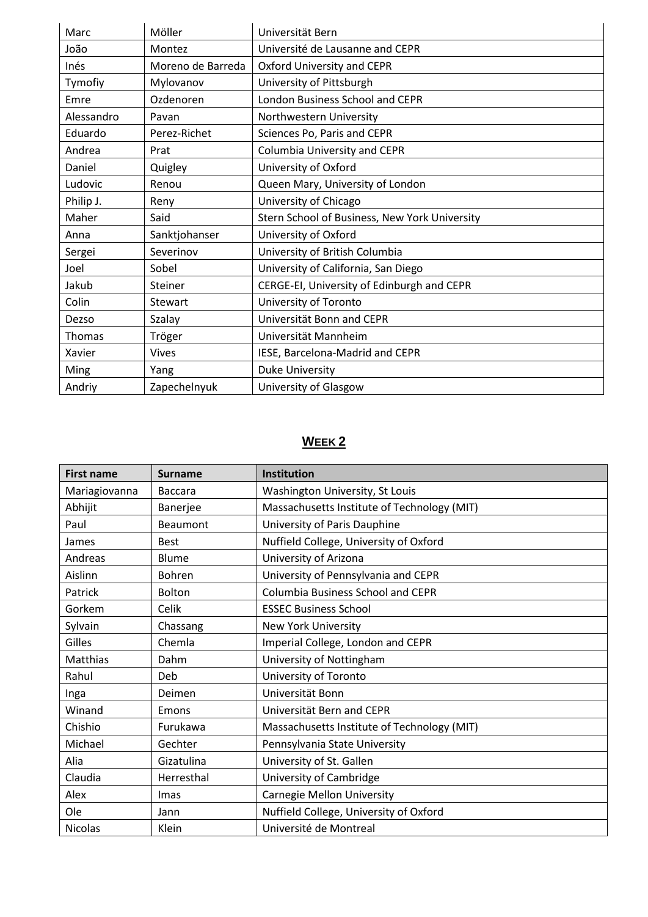| | | |
|---|---|---|
| Marc | Möller | Universität Bern |
| João | Montez | Université de Lausanne and CEPR |
| Inés | Moreno de Barreda | Oxford University and CEPR |
| Tymofiy | Mylovanov | University of Pittsburgh |
| Emre | Ozdenoren | London Business School and CEPR |
| Alessandro | Pavan | Northwestern University |
| Eduardo | Perez-Richet | Sciences Po, Paris and CEPR |
| Andrea | Prat | Columbia University and CEPR |
| Daniel | Quigley | University of Oxford |
| Ludovic | Renou | Queen Mary, University of London |
| Philip J. | Reny | University of Chicago |
| Maher | Said | Stern School of Business, New York University |
| Anna | Sanktjohanser | University of Oxford |
| Sergei | Severinov | University of British Columbia |
| Joel | Sobel | University of California, San Diego |
| Jakub | Steiner | CERGE-EI, University of Edinburgh and CEPR |
| Colin | Stewart | University of Toronto |
| Dezso | Szalay | Universität Bonn and CEPR |
| Thomas | Tröger | Universität Mannheim |
| Xavier | Vives | IESE, Barcelona-Madrid and CEPR |
| Ming | Yang | Duke University |
| Andriy | Zapechelnyuk | University of Glasgow |

## **Week 2**

| First name | Surname | Institution |
|---|---|---|
| Mariagiovanna | Baccara | Washington University, St Louis |
| Abhijit | Banerjee | Massachusetts Institute of Technology (MIT) |
| Paul | Beaumont | University of Paris Dauphine |
| James | Best | Nuffield College, University of Oxford |
| Andreas | Blume | University of Arizona |
| Aislinn | Bohren | University of Pennsylvania and CEPR |
| Patrick | Bolton | Columbia Business School and CEPR |
| Gorkem | Celik | ESSEC Business School |
| Sylvain | Chassang | New York University |
| Gilles | Chemla | Imperial College, London and CEPR |
| Matthias | Dahm | University of Nottingham |
| Rahul | Deb | University of Toronto |
| Inga | Deimen | Universität Bonn |
| Winand | Emons | Universität Bern and CEPR |
| Chishio | Furukawa | Massachusetts Institute of Technology (MIT) |
| Michael | Gechter | Pennsylvania State University |
| Alia | Gizatulina | University of St. Gallen |
| Claudia | Herresthal | University of Cambridge |
| Alex | Imas | Carnegie Mellon University |
| Ole | Jann | Nuffield College, University of Oxford |
| Nicolas | Klein | Université de Montreal |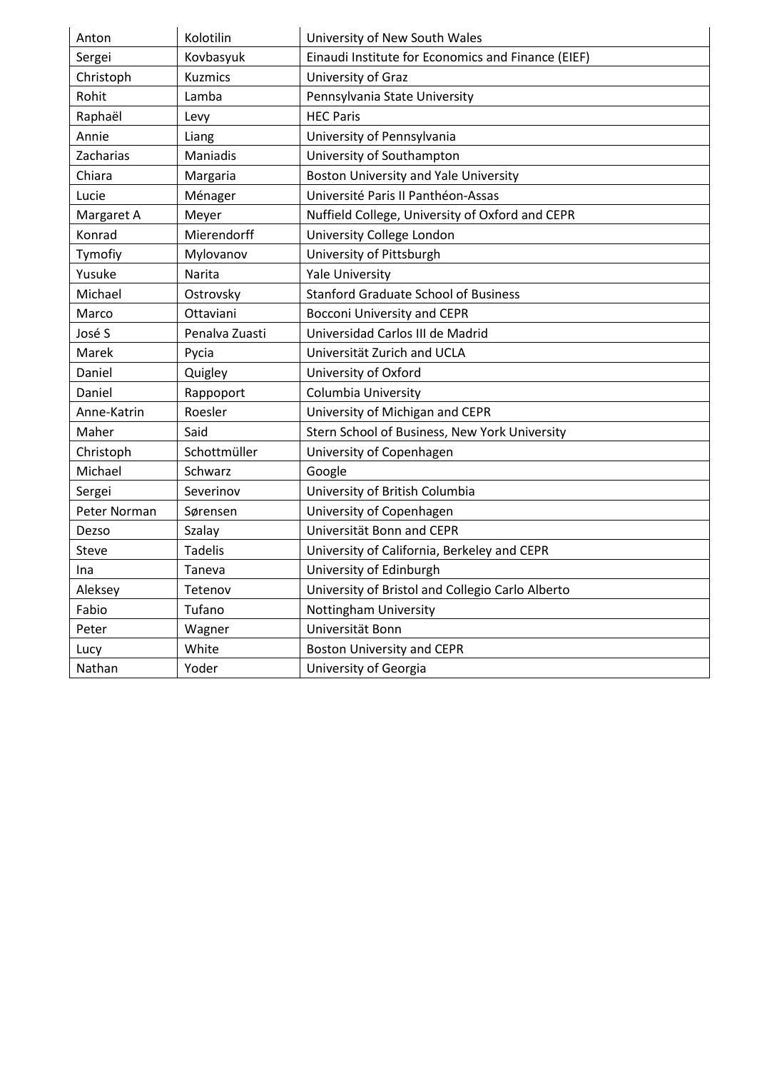| | | |
|---|---|---|
| Anton | Kolotilin | University of New South Wales |
| Sergei | Kovbasyuk | Einaudi Institute for Economics and Finance (EIEF) |
| Christoph | Kuzmics | University of Graz |
| Rohit | Lamba | Pennsylvania State University |
| Raphaël | Levy | HEC Paris |
| Annie | Liang | University of Pennsylvania |
| Zacharias | Maniadis | University of Southampton |
| Chiara | Margaria | Boston University and Yale University |
| Lucie | Ménager | Université Paris II Panthéon-Assas |
| Margaret A | Meyer | Nuffield College, University of Oxford and CEPR |
| Konrad | Mierendorff | University College London |
| Tymofiy | Mylovanov | University of Pittsburgh |
| Yusuke | Narita | Yale University |
| Michael | Ostrovsky | Stanford Graduate School of Business |
| Marco | Ottaviani | Bocconi University and CEPR |
| José S | Penalva Zuasti | Universidad Carlos III de Madrid |
| Marek | Pycia | Universität Zurich and UCLA |
| Daniel | Quigley | University of Oxford |
| Daniel | Rappoport | Columbia University |
| Anne-Katrin | Roesler | University of Michigan and CEPR |
| Maher | Said | Stern School of Business, New York University |
| Christoph | Schottmüller | University of Copenhagen |
| Michael | Schwarz | Google |
| Sergei | Severinov | University of British Columbia |
| Peter Norman | Sørensen | University of Copenhagen |
| Dezso | Szalay | Universität Bonn and CEPR |
| Steve | Tadelis | University of California, Berkeley and CEPR |
| Ina | Taneva | University of Edinburgh |
| Aleksey | Tetenov | University of Bristol and Collegio Carlo Alberto |
| Fabio | Tufano | Nottingham University |
| Peter | Wagner | Universität Bonn |
| Lucy | White | Boston University and CEPR |
| Nathan | Yoder | University of Georgia |